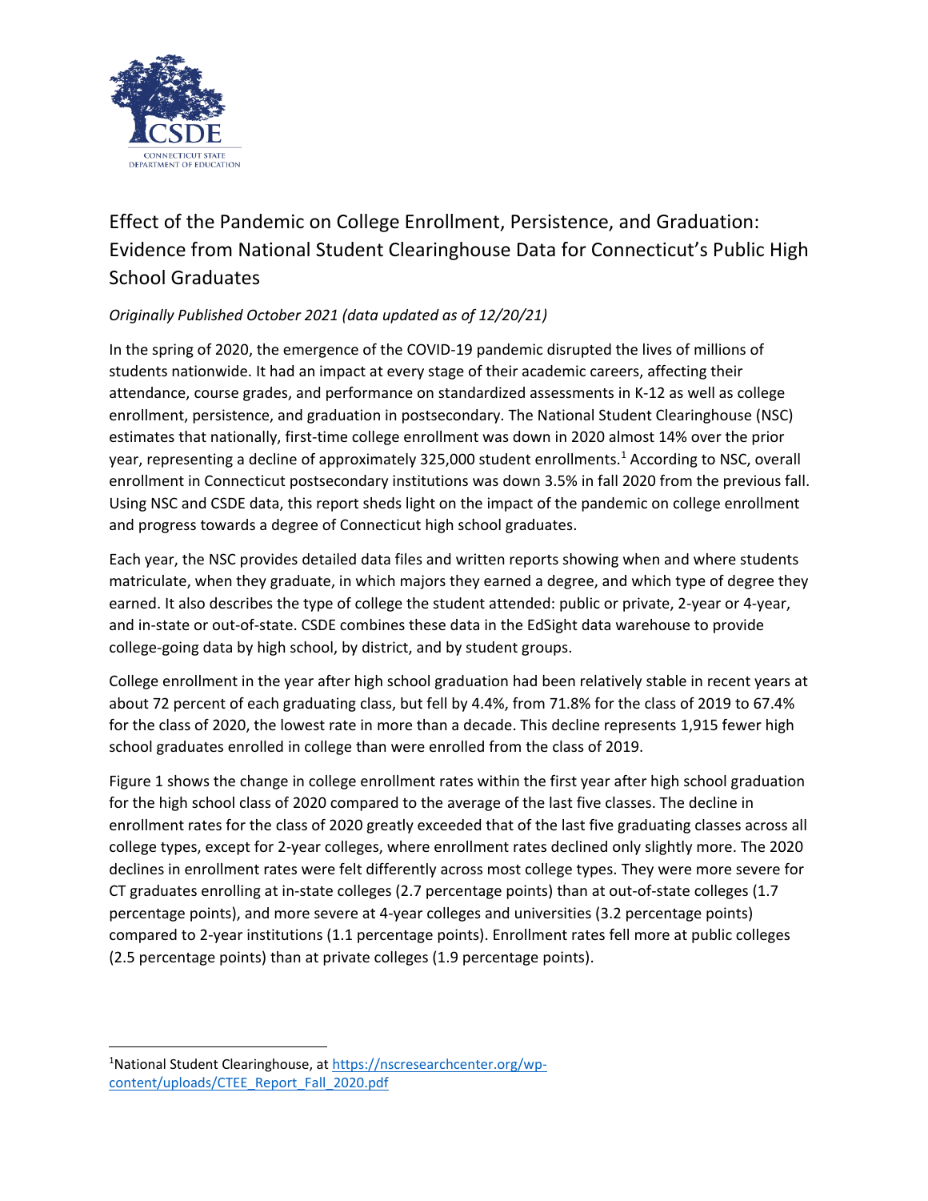# Effect of the Pandemic on College Enrollment, Persistence, and Graduation: Evidence from National Student Clearinghouse Data for Connecticut's Public High School Graduates

*Originally Published October 2021 (data updated as of 12/20/21)*

In the spring of 2020, the emergence of the COVID-19 pandemic disrupted the lives of millions of students nationwide. It had an impact at every stage of their academic careers, affecting their attendance, course grades, and performance on standardized assessments in K-12 as well as college enrollment, persistence, and graduation in postsecondary. The National Student Clearinghouse (NSC) estimates that nationally, first-time college enrollment was down in 2020 almost 14% over the prior year, representing a decline of approximately 325,000 student enrollments.[1] According to NSC, overall enrollment in Connecticut postsecondary institutions was down 3.5% in fall 2020 from the previous fall. Using NSC and CSDE data, this report sheds light on the impact of the pandemic on college enrollment and progress towards a degree of Connecticut high school graduates.

Each year, the NSC provides detailed data files and written reports showing when and where students matriculate, when they graduate, in which majors they earned a degree, and which type of degree they earned. It also describes the type of college the student attended: public or private, 2-year or 4-year, and in-state or out-of-state. CSDE combines these data in the EdSight data warehouse to provide college-going data by high school, by district, and by student groups.

College enrollment in the year after high school graduation had been relatively stable in recent years at about 72 percent of each graduating class, but fell by 4.4%, from 71.8% for the class of 2019 to 67.4% for the class of 2020, the lowest rate in more than a decade. This decline represents 1,915 fewer high school graduates enrolled in college than were enrolled from the class of 2019.

Figure 1 shows the change in college enrollment rates within the first year after high school graduation for the high school class of 2020 compared to the average of the last five classes. The decline in enrollment rates for the class of 2020 greatly exceeded that of the last five graduating classes across all college types, except for 2-year colleges, where enrollment rates declined only slightly more. The 2020 declines in enrollment rates were felt differently across most college types. They were more severe for CT graduates enrolling at in-state colleges (2.7 percentage points) than at out-of-state colleges (1.7 percentage points), and more severe at 4-year colleges and universities (3.2 percentage points) compared to 2-year institutions (1.1 percentage points). Enrollment rates fell more at public colleges (2.5 percentage points) than at private colleges (1.9 percentage points).

---

[1] National Student Clearinghouse, at https://nscresearchcenter.org/wp-content/uploads/CTEE_Report_Fall_2020.pdf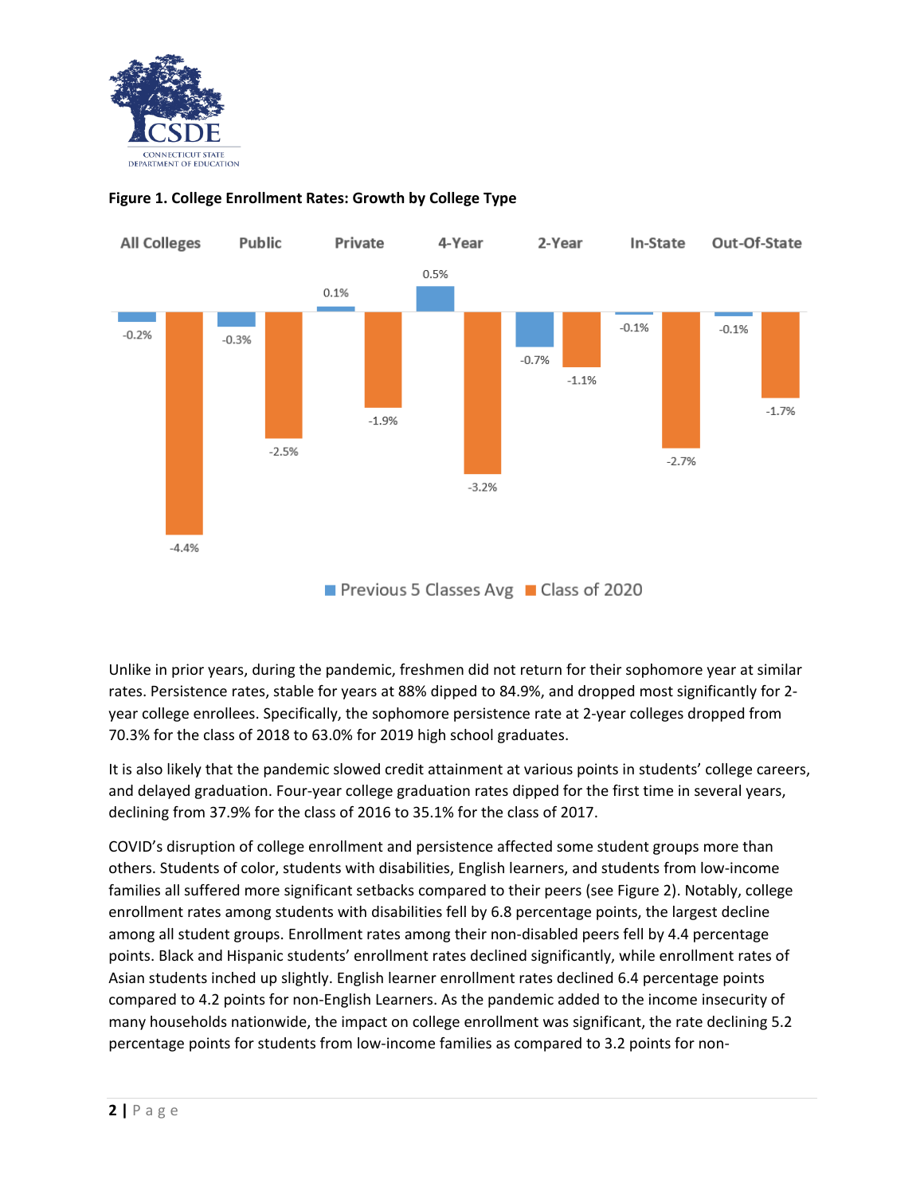**Figure 1. College Enrollment Rates: Growth by College Type**

| | All Colleges | Public | Private | 4-Year | 2-Year | In-State | Out-Of-State |
|---|---|---|---|---|---|---|---|
| Previous 5 Classes Avg | -0.2% | -0.3% | 0.1% | 0.5% | -0.7% | -0.1% | -0.1% |
| Class of 2020 | -4.4% | -2.5% | -1.9% | -3.2% | -1.1% | -2.7% | -1.7% |

Unlike in prior years, during the pandemic, freshmen did not return for their sophomore year at similar rates. Persistence rates, stable for years at 88% dipped to 84.9%, and dropped most significantly for 2-year college enrollees. Specifically, the sophomore persistence rate at 2-year colleges dropped from 70.3% for the class of 2018 to 63.0% for 2019 high school graduates.

It is also likely that the pandemic slowed credit attainment at various points in students' college careers, and delayed graduation. Four-year college graduation rates dipped for the first time in several years, declining from 37.9% for the class of 2016 to 35.1% for the class of 2017.

COVID's disruption of college enrollment and persistence affected some student groups more than others. Students of color, students with disabilities, English learners, and students from low-income families all suffered more significant setbacks compared to their peers (see Figure 2). Notably, college enrollment rates among students with disabilities fell by 6.8 percentage points, the largest decline among all student groups. Enrollment rates among their non-disabled peers fell by 4.4 percentage points. Black and Hispanic students' enrollment rates declined significantly, while enrollment rates of Asian students inched up slightly. English learner enrollment rates declined 6.4 percentage points compared to 4.2 points for non-English Learners. As the pandemic added to the income insecurity of many households nationwide, the impact on college enrollment was significant, the rate declining 5.2 percentage points for students from low-income families as compared to 3.2 points for non-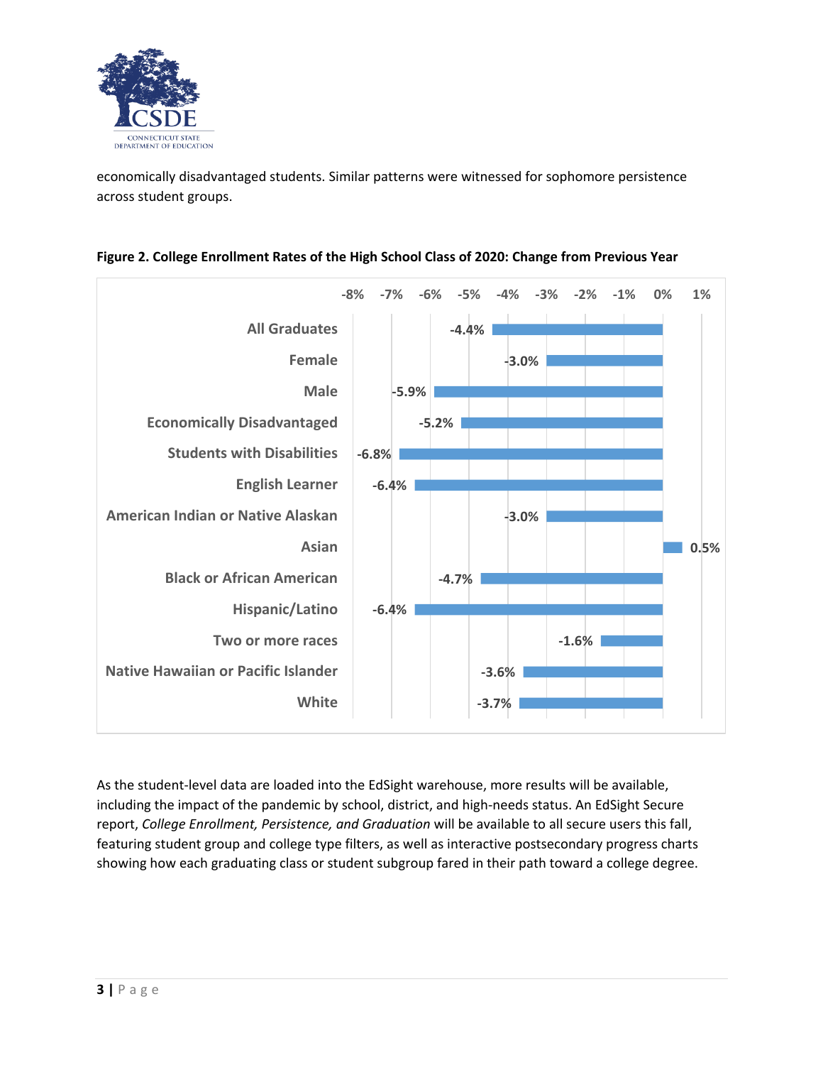economically disadvantaged students. Similar patterns were witnessed for sophomore persistence across student groups.

**Figure 2. College Enrollment Rates of the High School Class of 2020: Change from Previous Year**

-8% -7% -6% -5% -4% -3% -2% -1% 0% 1%

All Graduates -4.4%
Female -3.0%
Male -5.9%
Economically Disadvantaged -5.2%
Students with Disabilities -6.8%
English Learner -6.4%
American Indian or Native Alaskan -3.0%
Asian 0.5%
Black or African American -4.7%
Hispanic/Latino -6.4%
Two or more races -1.6%
Native Hawaiian or Pacific Islander -3.6%
White -3.7%

As the student-level data are loaded into the EdSight warehouse, more results will be available, including the impact of the pandemic by school, district, and high-needs status. An EdSight Secure report, *College Enrollment, Persistence, and Graduation* will be available to all secure users this fall, featuring student group and college type filters, as well as interactive postsecondary progress charts showing how each graduating class or student subgroup fared in their path toward a college degree.